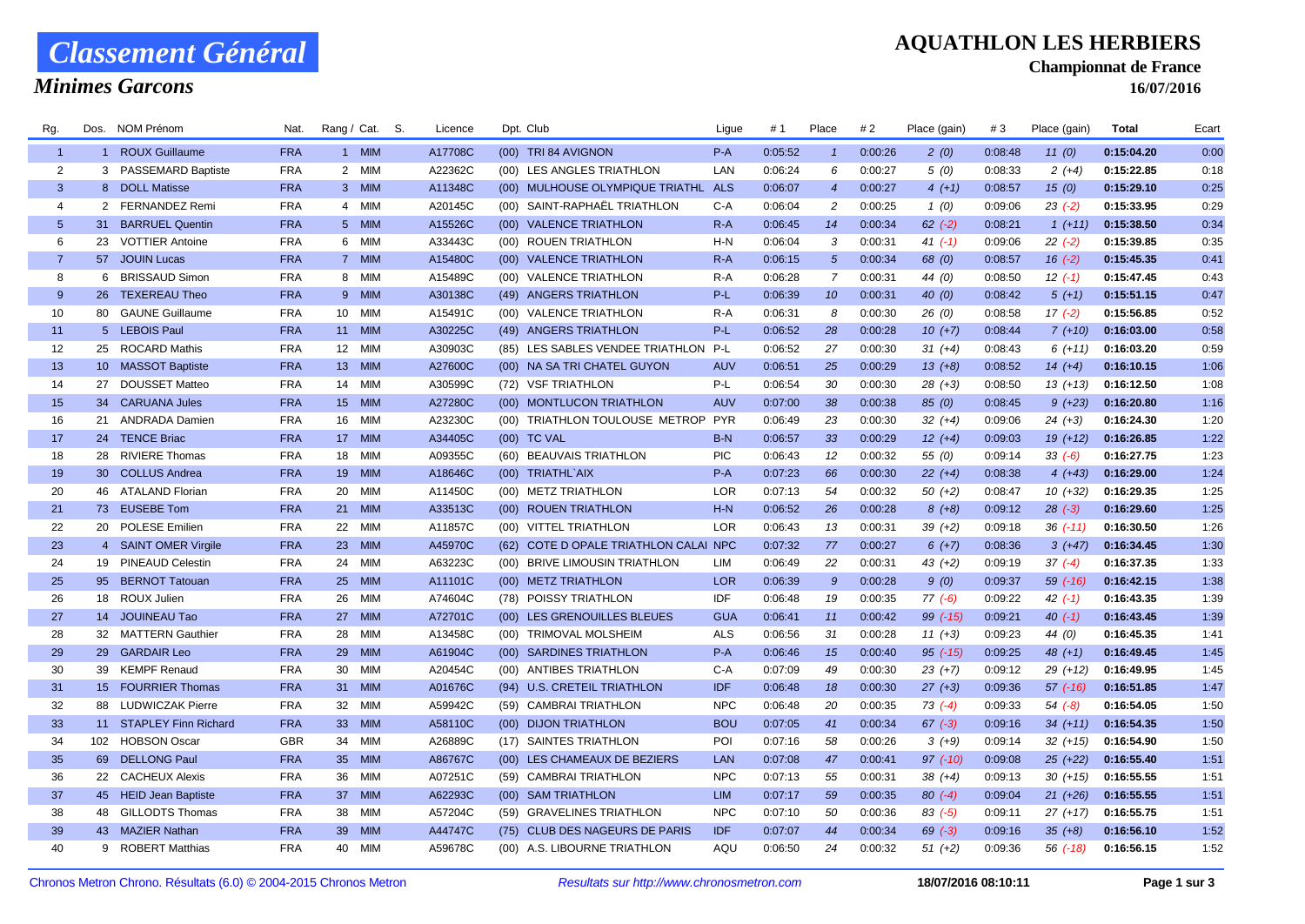# Classement Général

## Minimes Garcons

# AQUATHLON LES HERBIERS

**Championnat de France**

**16/07/2016**

| Rg. | Dos. | NOM Prénom | Nat. | Rang / Cat. | S. | Licence | Dpt. Club | Ligue | # 1 | Place | # 2 | Place (gain) | # 3 | Place (gain) | Total | Ecart |
|---|---|---|---|---|---|---|---|---|---|---|---|---|---|---|---|---|
| 1 | 1 | ROUX Guillaume | FRA | 1 MIM | | A17708C | (00) TRI 84 AVIGNON | P-A | 0:05:52 | 1 | 0:00:26 | 2 (0) | 0:08:48 | 11 (0) | 0:15:04.20 | 0:00 |
| 2 | 3 | PASSEMARD Baptiste | FRA | 2 MIM | | A22362C | (00) LES ANGLES TRIATHLON | LAN | 0:06:24 | 6 | 0:00:27 | 5 (0) | 0:08:33 | 2 (+4) | 0:15:22.85 | 0:18 |
| 3 | 8 | DOLL Matisse | FRA | 3 MIM | | A11348C | (00) MULHOUSE OLYMPIQUE TRIATHL | ALS | 0:06:07 | 4 | 0:00:27 | 4 (+1) | 0:08:57 | 15 (0) | 0:15:29.10 | 0:25 |
| 4 | 2 | FERNANDEZ Remi | FRA | 4 MIM | | A20145C | (00) SAINT-RAPHAËL TRIATHLON | C-A | 0:06:04 | 2 | 0:00:25 | 1 (0) | 0:09:06 | 23 (-2) | 0:15:33.95 | 0:29 |
| 5 | 31 | BARRUEL Quentin | FRA | 5 MIM | | A15526C | (00) VALENCE TRIATHLON | R-A | 0:06:45 | 14 | 0:00:34 | 62 (-2) | 0:08:21 | 1 (+11) | 0:15:38.50 | 0:34 |
| 6 | 23 | VOTTIER Antoine | FRA | 6 MIM | | A33443C | (00) ROUEN TRIATHLON | H-N | 0:06:04 | 3 | 0:00:31 | 41 (-1) | 0:09:06 | 22 (-2) | 0:15:39.85 | 0:35 |
| 7 | 57 | JOUIN Lucas | FRA | 7 MIM | | A15480C | (00) VALENCE TRIATHLON | R-A | 0:06:15 | 5 | 0:00:34 | 68 (0) | 0:08:57 | 16 (-2) | 0:15:45.35 | 0:41 |
| 8 | 6 | BRISSAUD Simon | FRA | 8 MIM | | A15489C | (00) VALENCE TRIATHLON | R-A | 0:06:28 | 7 | 0:00:31 | 44 (0) | 0:08:50 | 12 (-1) | 0:15:47.45 | 0:43 |
| 9 | 26 | TEXEREAU Theo | FRA | 9 MIM | | A30138C | (49) ANGERS TRIATHLON | P-L | 0:06:39 | 10 | 0:00:31 | 40 (0) | 0:08:42 | 5 (+1) | 0:15:51.15 | 0:47 |
| 10 | 80 | GAUNE Guillaume | FRA | 10 MIM | | A15491C | (00) VALENCE TRIATHLON | R-A | 0:06:31 | 8 | 0:00:30 | 26 (0) | 0:08:58 | 17 (-2) | 0:15:56.85 | 0:52 |
| 11 | 5 | LEBOIS Paul | FRA | 11 MIM | | A30225C | (49) ANGERS TRIATHLON | P-L | 0:06:52 | 28 | 0:00:28 | 10 (+7) | 0:08:44 | 7 (+10) | 0:16:03.00 | 0:58 |
| 12 | 25 | ROCARD Mathis | FRA | 12 MIM | | A30903C | (85) LES SABLES VENDEE TRIATHLON | P-L | 0:06:52 | 27 | 0:00:30 | 31 (+4) | 0:08:43 | 6 (+11) | 0:16:03.20 | 0:59 |
| 13 | 10 | MASSOT Baptiste | FRA | 13 MIM | | A27600C | (00) NA SA TRI CHATEL GUYON | AUV | 0:06:51 | 25 | 0:00:29 | 13 (+8) | 0:08:52 | 14 (+4) | 0:16:10.15 | 1:06 |
| 14 | 27 | DOUSSET Matteo | FRA | 14 MIM | | A30599C | (72) VSF TRIATHLON | P-L | 0:06:54 | 30 | 0:00:30 | 28 (+3) | 0:08:50 | 13 (+13) | 0:16:12.50 | 1:08 |
| 15 | 34 | CARUANA Jules | FRA | 15 MIM | | A27280C | (00) MONTLUCON TRIATHLON | AUV | 0:07:00 | 38 | 0:00:38 | 85 (0) | 0:08:45 | 9 (+23) | 0:16:20.80 | 1:16 |
| 16 | 21 | ANDRADA Damien | FRA | 16 MIM | | A23230C | (00) TRIATHLON TOULOUSE METROP | PYR | 0:06:49 | 23 | 0:00:30 | 32 (+4) | 0:09:06 | 24 (+3) | 0:16:24.30 | 1:20 |
| 17 | 24 | TENCE Briac | FRA | 17 MIM | | A34405C | (00) TC VAL | B-N | 0:06:57 | 33 | 0:00:29 | 12 (+4) | 0:09:03 | 19 (+12) | 0:16:26.85 | 1:22 |
| 18 | 28 | RIVIERE Thomas | FRA | 18 MIM | | A09355C | (60) BEAUVAIS TRIATHLON | PIC | 0:06:43 | 12 | 0:00:32 | 55 (0) | 0:09:14 | 33 (-6) | 0:16:27.75 | 1:23 |
| 19 | 30 | COLLUS Andrea | FRA | 19 MIM | | A18646C | (00) TRIATHL`AIX | P-A | 0:07:23 | 66 | 0:00:30 | 22 (+4) | 0:08:38 | 4 (+43) | 0:16:29.00 | 1:24 |
| 20 | 46 | ATALAND Florian | FRA | 20 MIM | | A11450C | (00) METZ TRIATHLON | LOR | 0:07:13 | 54 | 0:00:32 | 50 (+2) | 0:08:47 | 10 (+32) | 0:16:29.35 | 1:25 |
| 21 | 73 | EUSEBE Tom | FRA | 21 MIM | | A33513C | (00) ROUEN TRIATHLON | H-N | 0:06:52 | 26 | 0:00:28 | 8 (+8) | 0:09:12 | 28 (-3) | 0:16:29.60 | 1:25 |
| 22 | 20 | POLESE Emilien | FRA | 22 MIM | | A11857C | (00) VITTEL TRIATHLON | LOR | 0:06:43 | 13 | 0:00:31 | 39 (+2) | 0:09:18 | 36 (-11) | 0:16:30.50 | 1:26 |
| 23 | 4 | SAINT OMER Virgile | FRA | 23 MIM | | A45970C | (62) COTE D OPALE TRIATHLON CALAI | NPC | 0:07:32 | 77 | 0:00:27 | 6 (+7) | 0:08:36 | 3 (+47) | 0:16:34.45 | 1:30 |
| 24 | 19 | PINEAUD Celestin | FRA | 24 MIM | | A63223C | (00) BRIVE LIMOUSIN TRIATHLON | LIM | 0:06:49 | 22 | 0:00:31 | 43 (+2) | 0:09:19 | 37 (-4) | 0:16:37.35 | 1:33 |
| 25 | 95 | BERNOT Tatouan | FRA | 25 MIM | | A11101C | (00) METZ TRIATHLON | LOR | 0:06:39 | 9 | 0:00:28 | 9 (0) | 0:09:37 | 59 (-16) | 0:16:42.15 | 1:38 |
| 26 | 18 | ROUX Julien | FRA | 26 MIM | | A74604C | (78) POISSY TRIATHLON | IDF | 0:06:48 | 19 | 0:00:35 | 77 (-6) | 0:09:22 | 42 (-1) | 0:16:43.35 | 1:39 |
| 27 | 14 | JOUINEAU Tao | FRA | 27 MIM | | A72701C | (00) LES GRENOUILLES BLEUES | GUA | 0:06:41 | 11 | 0:00:42 | 99 (-15) | 0:09:21 | 40 (-1) | 0:16:43.45 | 1:39 |
| 28 | 32 | MATTERN Gauthier | FRA | 28 MIM | | A13458C | (00) TRIMOVAL MOLSHEIM | ALS | 0:06:56 | 31 | 0:00:28 | 11 (+3) | 0:09:23 | 44 (0) | 0:16:45.35 | 1:41 |
| 29 | 29 | GARDAIR Leo | FRA | 29 MIM | | A61904C | (00) SARDINES TRIATHLON | P-A | 0:06:46 | 15 | 0:00:40 | 95 (-15) | 0:09:25 | 48 (+1) | 0:16:49.45 | 1:45 |
| 30 | 39 | KEMPF Renaud | FRA | 30 MIM | | A20454C | (00) ANTIBES TRIATHLON | C-A | 0:07:09 | 49 | 0:00:30 | 23 (+7) | 0:09:12 | 29 (+12) | 0:16:49.95 | 1:45 |
| 31 | 15 | FOURRIER Thomas | FRA | 31 MIM | | A01676C | (94) U.S. CRETEIL TRIATHLON | IDF | 0:06:48 | 18 | 0:00:30 | 27 (+3) | 0:09:36 | 57 (-16) | 0:16:51.85 | 1:47 |
| 32 | 88 | LUDWICZAK Pierre | FRA | 32 MIM | | A59942C | (59) CAMBRAI TRIATHLON | NPC | 0:06:48 | 20 | 0:00:35 | 73 (-4) | 0:09:33 | 54 (-8) | 0:16:54.05 | 1:50 |
| 33 | 11 | STAPLEY Finn Richard | FRA | 33 MIM | | A58110C | (00) DIJON TRIATHLON | BOU | 0:07:05 | 41 | 0:00:34 | 67 (-3) | 0:09:16 | 34 (+11) | 0:16:54.35 | 1:50 |
| 34 | 102 | HOBSON Oscar | GBR | 34 MIM | | A26889C | (17) SAINTES TRIATHLON | POI | 0:07:16 | 58 | 0:00:26 | 3 (+9) | 0:09:14 | 32 (+15) | 0:16:54.90 | 1:50 |
| 35 | 69 | DELLONG Paul | FRA | 35 MIM | | A86767C | (00) LES CHAMEAUX DE BEZIERS | LAN | 0:07:08 | 47 | 0:00:41 | 97 (-10) | 0:09:08 | 25 (+22) | 0:16:55.40 | 1:51 |
| 36 | 22 | CACHEUX Alexis | FRA | 36 MIM | | A07251C | (59) CAMBRAI TRIATHLON | NPC | 0:07:13 | 55 | 0:00:31 | 38 (+4) | 0:09:13 | 30 (+15) | 0:16:55.55 | 1:51 |
| 37 | 45 | HEID Jean Baptiste | FRA | 37 MIM | | A62293C | (00) SAM TRIATHLON | LIM | 0:07:17 | 59 | 0:00:35 | 80 (-4) | 0:09:04 | 21 (+26) | 0:16:55.55 | 1:51 |
| 38 | 48 | GILLODTS Thomas | FRA | 38 MIM | | A57204C | (59) GRAVELINES TRIATHLON | NPC | 0:07:10 | 50 | 0:00:36 | 83 (-5) | 0:09:11 | 27 (+17) | 0:16:55.75 | 1:51 |
| 39 | 43 | MAZIER Nathan | FRA | 39 MIM | | A44747C | (75) CLUB DES NAGEURS DE PARIS | IDF | 0:07:07 | 44 | 0:00:34 | 69 (-3) | 0:09:16 | 35 (+8) | 0:16:56.10 | 1:52 |
| 40 | 9 | ROBERT Matthias | FRA | 40 MIM | | A59678C | (00) A.S. LIBOURNE TRIATHLON | AQU | 0:06:50 | 24 | 0:00:32 | 51 (+2) | 0:09:36 | 56 (-18) | 0:16:56.15 | 1:52 |

Chronos Metron Chrono. Résultats (6.0) © 2004-2015 Chronos Metron — Resultats sur http://www.chronosmetron.com — 18/07/2016 08:10:11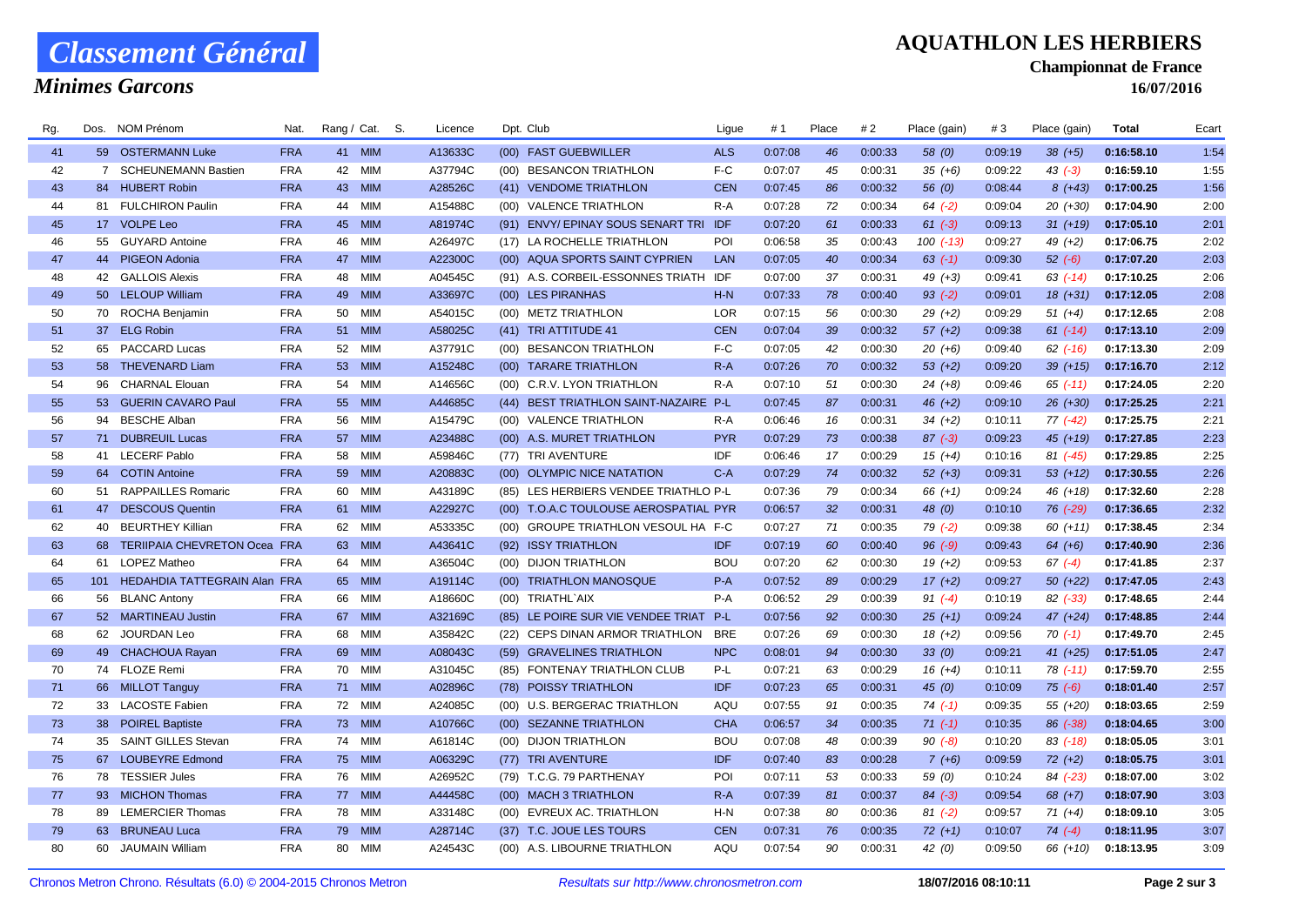# Classement Général

## Minimes Garcons

**AQUATHLON LES HERBIERS**

**Championnat de France**

**16/07/2016**

| Rg. | Dos. | NOM Prénom | Nat. | Rang / Cat. | S. | Licence | Dpt. Club | Ligue | # 1 | Place | # 2 | Place (gain) | # 3 | Place (gain) | Total | Ecart |
|---|---|---|---|---|---|---|---|---|---|---|---|---|---|---|---|---|
| 41 | 59 | OSTERMANN Luke | FRA | 41 MIM | | A13633C | (00) FAST GUEBWILLER | ALS | 0:07:08 | 46 | 0:00:33 | 58 (0) | 0:09:19 | 38 (+5) | 0:16:58.10 | 1:54 |
| 42 | 7 | SCHEUNEMANN Bastien | FRA | 42 MIM | | A37794C | (00) BESANCON TRIATHLON | F-C | 0:07:07 | 45 | 0:00:31 | 35 (+6) | 0:09:22 | 43 (-3) | 0:16:59.10 | 1:55 |
| 43 | 84 | HUBERT Robin | FRA | 43 MIM | | A28526C | (41) VENDOME TRIATHLON | CEN | 0:07:45 | 86 | 0:00:32 | 56 (0) | 0:08:44 | 8 (+43) | 0:17:00.25 | 1:56 |
| 44 | 81 | FULCHIRON Paulin | FRA | 44 MIM | | A15488C | (00) VALENCE TRIATHLON | R-A | 0:07:28 | 72 | 0:00:34 | 64 (-2) | 0:09:04 | 20 (+30) | 0:17:04.90 | 2:00 |
| 45 | 17 | VOLPE Leo | FRA | 45 MIM | | A81974C | (91) ENVY/ EPINAY SOUS SENART TRI | IDF | 0:07:20 | 61 | 0:00:33 | 61 (-3) | 0:09:13 | 31 (+19) | 0:17:05.10 | 2:01 |
| 46 | 55 | GUYARD Antoine | FRA | 46 MIM | | A26497C | (17) LA ROCHELLE TRIATHLON | POI | 0:06:58 | 35 | 0:00:43 | 100 (-13) | 0:09:27 | 49 (+2) | 0:17:06.75 | 2:02 |
| 47 | 44 | PIGEON Adonia | FRA | 47 MIM | | A22300C | (00) AQUA SPORTS SAINT CYPRIEN | LAN | 0:07:05 | 40 | 0:00:34 | 63 (-1) | 0:09:30 | 52 (-6) | 0:17:07.20 | 2:03 |
| 48 | 42 | GALLOIS Alexis | FRA | 48 MIM | | A04545C | (91) A.S. CORBEIL-ESSONNES TRIATH | IDF | 0:07:00 | 37 | 0:00:31 | 49 (+3) | 0:09:41 | 63 (-14) | 0:17:10.25 | 2:06 |
| 49 | 50 | LELOUP William | FRA | 49 MIM | | A33697C | (00) LES PIRANHAS | H-N | 0:07:33 | 78 | 0:00:40 | 93 (-2) | 0:09:01 | 18 (+31) | 0:17:12.05 | 2:08 |
| 50 | 70 | ROCHA Benjamin | FRA | 50 MIM | | A54015C | (00) METZ TRIATHLON | LOR | 0:07:15 | 56 | 0:00:30 | 29 (+2) | 0:09:29 | 51 (+4) | 0:17:12.65 | 2:08 |
| 51 | 37 | ELG Robin | FRA | 51 MIM | | A58025C | (41) TRI ATTITUDE 41 | CEN | 0:07:04 | 39 | 0:00:32 | 57 (+2) | 0:09:38 | 61 (-14) | 0:17:13.10 | 2:09 |
| 52 | 65 | PACCARD Lucas | FRA | 52 MIM | | A37791C | (00) BESANCON TRIATHLON | F-C | 0:07:05 | 42 | 0:00:30 | 20 (+6) | 0:09:40 | 62 (-16) | 0:17:13.30 | 2:09 |
| 53 | 58 | THEVENARD Liam | FRA | 53 MIM | | A15248C | (00) TARARE TRIATHLON | R-A | 0:07:26 | 70 | 0:00:32 | 53 (+2) | 0:09:20 | 39 (+15) | 0:17:16.70 | 2:12 |
| 54 | 96 | CHARNAL Elouan | FRA | 54 MIM | | A14656C | (00) C.R.V. LYON TRIATHLON | R-A | 0:07:10 | 51 | 0:00:30 | 24 (+8) | 0:09:46 | 65 (-11) | 0:17:24.05 | 2:20 |
| 55 | 53 | GUERIN CAVARO Paul | FRA | 55 MIM | | A44685C | (44) BEST TRIATHLON SAINT-NAZAIRE | P-L | 0:07:45 | 87 | 0:00:31 | 46 (+2) | 0:09:10 | 26 (+30) | 0:17:25.25 | 2:21 |
| 56 | 94 | BESCHE Alban | FRA | 56 MIM | | A15479C | (00) VALENCE TRIATHLON | R-A | 0:06:46 | 16 | 0:00:31 | 34 (+2) | 0:10:11 | 77 (-42) | 0:17:25.75 | 2:21 |
| 57 | 71 | DUBREUIL Lucas | FRA | 57 MIM | | A23488C | (00) A.S. MURET TRIATHLON | PYR | 0:07:29 | 73 | 0:00:38 | 87 (-3) | 0:09:23 | 45 (+19) | 0:17:27.85 | 2:23 |
| 58 | 41 | LECERF Pablo | FRA | 58 MIM | | A59846C | (77) TRI AVENTURE | IDF | 0:06:46 | 17 | 0:00:29 | 15 (+4) | 0:10:16 | 81 (-45) | 0:17:29.85 | 2:25 |
| 59 | 64 | COTIN Antoine | FRA | 59 MIM | | A20883C | (00) OLYMPIC NICE NATATION | C-A | 0:07:29 | 74 | 0:00:32 | 52 (+3) | 0:09:31 | 53 (+12) | 0:17:30.55 | 2:26 |
| 60 | 51 | RAPPAILLES Romaric | FRA | 60 MIM | | A43189C | (85) LES HERBIERS VENDEE TRIATHLO | P-L | 0:07:36 | 79 | 0:00:34 | 66 (+1) | 0:09:24 | 46 (+18) | 0:17:32.60 | 2:28 |
| 61 | 47 | DESCOUS Quentin | FRA | 61 MIM | | A22927C | (00) T.O.A.C TOULOUSE AEROSPATIAL | PYR | 0:06:57 | 32 | 0:00:31 | 48 (0) | 0:10:10 | 76 (-29) | 0:17:36.65 | 2:32 |
| 62 | 40 | BEURTHEY Killian | FRA | 62 MIM | | A53335C | (00) GROUPE TRIATHLON VESOUL HA | F-C | 0:07:27 | 71 | 0:00:35 | 79 (-2) | 0:09:38 | 60 (+11) | 0:17:38.45 | 2:34 |
| 63 | 68 | TERIIPAIA CHEVRETON Ocea | FRA | 63 MIM | | A43641C | (92) ISSY TRIATHLON | IDF | 0:07:19 | 60 | 0:00:40 | 96 (-9) | 0:09:43 | 64 (+6) | 0:17:40.90 | 2:36 |
| 64 | 61 | LOPEZ Matheo | FRA | 64 MIM | | A36504C | (00) DIJON TRIATHLON | BOU | 0:07:20 | 62 | 0:00:30 | 19 (+2) | 0:09:53 | 67 (-4) | 0:17:41.85 | 2:37 |
| 65 | 101 | HEDAHDIA TATTEGRAIN Alan | FRA | 65 MIM | | A19114C | (00) TRIATHLON MANOSQUE | P-A | 0:07:52 | 89 | 0:00:29 | 17 (+2) | 0:09:27 | 50 (+22) | 0:17:47.05 | 2:43 |
| 66 | 56 | BLANC Antony | FRA | 66 MIM | | A18660C | (00) TRIATHL`AIX | P-A | 0:06:52 | 29 | 0:00:39 | 91 (-4) | 0:10:19 | 82 (-33) | 0:17:48.65 | 2:44 |
| 67 | 52 | MARTINEAU Justin | FRA | 67 MIM | | A32169C | (85) LE POIRE SUR VIE VENDEE TRIAT | P-L | 0:07:56 | 92 | 0:00:30 | 25 (+1) | 0:09:24 | 47 (+24) | 0:17:48.85 | 2:44 |
| 68 | 62 | JOURDAN Leo | FRA | 68 MIM | | A35842C | (22) CEPS DINAN ARMOR TRIATHLON | BRE | 0:07:26 | 69 | 0:00:30 | 18 (+2) | 0:09:56 | 70 (-1) | 0:17:49.70 | 2:45 |
| 69 | 49 | CHACHOUA Rayan | FRA | 69 MIM | | A08043C | (59) GRAVELINES TRIATHLON | NPC | 0:08:01 | 94 | 0:00:30 | 33 (0) | 0:09:21 | 41 (+25) | 0:17:51.05 | 2:47 |
| 70 | 74 | FLOZE Remi | FRA | 70 MIM | | A31045C | (85) FONTENAY TRIATHLON CLUB | P-L | 0:07:21 | 63 | 0:00:29 | 16 (+4) | 0:10:11 | 78 (-11) | 0:17:59.70 | 2:55 |
| 71 | 66 | MILLOT Tanguy | FRA | 71 MIM | | A02896C | (78) POISSY TRIATHLON | IDF | 0:07:23 | 65 | 0:00:31 | 45 (0) | 0:10:09 | 75 (-6) | 0:18:01.40 | 2:57 |
| 72 | 33 | LACOSTE Fabien | FRA | 72 MIM | | A24085C | (00) U.S. BERGERAC TRIATHLON | AQU | 0:07:55 | 91 | 0:00:35 | 74 (-1) | 0:09:35 | 55 (+20) | 0:18:03.65 | 2:59 |
| 73 | 38 | POIREL Baptiste | FRA | 73 MIM | | A10766C | (00) SEZANNE TRIATHLON | CHA | 0:06:57 | 34 | 0:00:35 | 71 (-1) | 0:10:35 | 86 (-38) | 0:18:04.65 | 3:00 |
| 74 | 35 | SAINT GILLES Stevan | FRA | 74 MIM | | A61814C | (00) DIJON TRIATHLON | BOU | 0:07:08 | 48 | 0:00:39 | 90 (-8) | 0:10:20 | 83 (-18) | 0:18:05.05 | 3:01 |
| 75 | 67 | LOUBEYRE Edmond | FRA | 75 MIM | | A06329C | (77) TRI AVENTURE | IDF | 0:07:40 | 83 | 0:00:28 | 7 (+6) | 0:09:59 | 72 (+2) | 0:18:05.75 | 3:01 |
| 76 | 78 | TESSIER Jules | FRA | 76 MIM | | A26952C | (79) T.C.G. 79 PARTHENAY | POI | 0:07:11 | 53 | 0:00:33 | 59 (0) | 0:10:24 | 84 (-23) | 0:18:07.00 | 3:02 |
| 77 | 93 | MICHON Thomas | FRA | 77 MIM | | A44458C | (00) MACH 3 TRIATHLON | R-A | 0:07:39 | 81 | 0:00:37 | 84 (-3) | 0:09:54 | 68 (+7) | 0:18:07.90 | 3:03 |
| 78 | 89 | LEMERCIER Thomas | FRA | 78 MIM | | A33148C | (00) EVREUX AC. TRIATHLON | H-N | 0:07:38 | 80 | 0:00:36 | 81 (-2) | 0:09:57 | 71 (+4) | 0:18:09.10 | 3:05 |
| 79 | 63 | BRUNEAU Luca | FRA | 79 MIM | | A28714C | (37) T.C. JOUE LES TOURS | CEN | 0:07:31 | 76 | 0:00:35 | 72 (+1) | 0:10:07 | 74 (-4) | 0:18:11.95 | 3:07 |
| 80 | 60 | JAUMAIN William | FRA | 80 MIM | | A24543C | (00) A.S. LIBOURNE TRIATHLON | AQU | 0:07:54 | 90 | 0:00:31 | 42 (0) | 0:09:50 | 66 (+10) | 0:18:13.95 | 3:09 |

Chronos Metron Chrono. Résultats (6.0) © 2004-2015 Chronos Metron — *Resultats sur http://www.chronosmetron.com* — 18/07/2016 08:10:11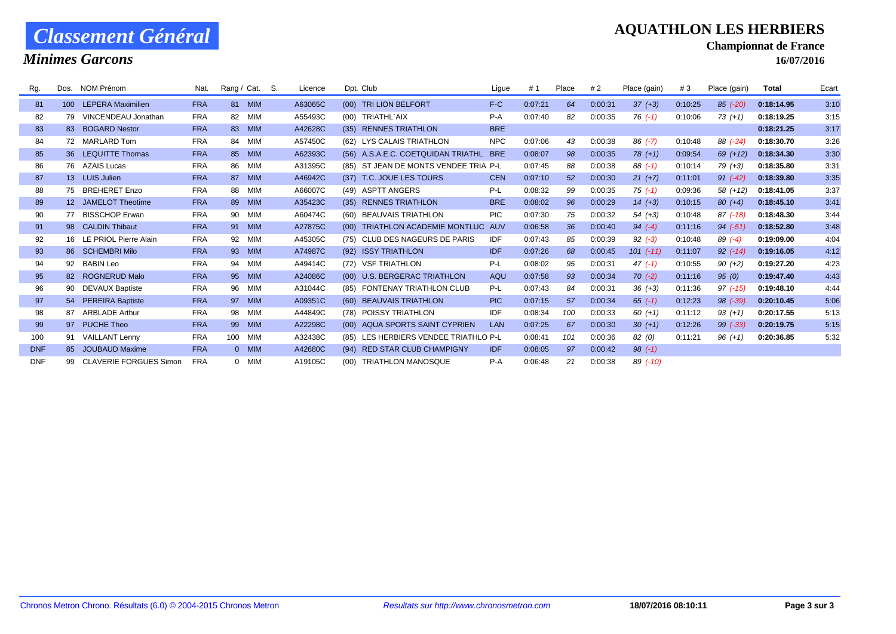# Classement Général

## Minimes Garcons

**AQUATHLON LES HERBIERS**

**Championnat de France**

**16/07/2016**

| Rg. | Dos. | NOM Prénom | Nat. | Rang / Cat. | | S. | Licence | Dpt. Club | Ligue | # 1 | Place | # 2 | Place (gain) | # 3 | Place (gain) | Total | Ecart |
|---|---|---|---|---|---|---|---|---|---|---|---|---|---|---|---|---|---|
| 81 | 100 | LEPERA Maximilien | FRA | 81 | MIM | | A63065C | (00) TRI LION BELFORT | F-C | 0:07:21 | 64 | 0:00:31 | 37 (+3) | 0:10:25 | 85 (-20) | 0:18:14.95 | 3:10 |
| 82 | 79 | VINCENDEAU Jonathan | FRA | 82 | MIM | | A55493C | (00) TRIATHL`AIX | P-A | 0:07:40 | 82 | 0:00:35 | 76 (-1) | 0:10:06 | 73 (+1) | 0:18:19.25 | 3:15 |
| 83 | 83 | BOGARD Nestor | FRA | 83 | MIM | | A42628C | (35) RENNES TRIATHLON | BRE | | | | | | | 0:18:21.25 | 3:17 |
| 84 | 72 | MARLARD Tom | FRA | 84 | MIM | | A57450C | (62) LYS CALAIS TRIATHLON | NPC | 0:07:06 | 43 | 0:00:38 | 86 (-7) | 0:10:48 | 88 (-34) | 0:18:30.70 | 3:26 |
| 85 | 36 | LEQUITTE Thomas | FRA | 85 | MIM | | A62393C | (56) A.S.A.E.C. COETQUIDAN TRIATHL | BRE | 0:08:07 | 98 | 0:00:35 | 78 (+1) | 0:09:54 | 69 (+12) | 0:18:34.30 | 3:30 |
| 86 | 76 | AZAIS Lucas | FRA | 86 | MIM | | A31395C | (85) ST JEAN DE MONTS VENDEE TRIA | P-L | 0:07:45 | 88 | 0:00:38 | 88 (-1) | 0:10:14 | 79 (+3) | 0:18:35.80 | 3:31 |
| 87 | 13 | LUIS Julien | FRA | 87 | MIM | | A46942C | (37) T.C. JOUE LES TOURS | CEN | 0:07:10 | 52 | 0:00:30 | 21 (+7) | 0:11:01 | 91 (-42) | 0:18:39.80 | 3:35 |
| 88 | 75 | BREHERET Enzo | FRA | 88 | MIM | | A66007C | (49) ASPTT ANGERS | P-L | 0:08:32 | 99 | 0:00:35 | 75 (-1) | 0:09:36 | 58 (+12) | 0:18:41.05 | 3:37 |
| 89 | 12 | JAMELOT Theotime | FRA | 89 | MIM | | A35423C | (35) RENNES TRIATHLON | BRE | 0:08:02 | 96 | 0:00:29 | 14 (+3) | 0:10:15 | 80 (+4) | 0:18:45.10 | 3:41 |
| 90 | 77 | BISSCHOP Erwan | FRA | 90 | MIM | | A60474C | (60) BEAUVAIS TRIATHLON | PIC | 0:07:30 | 75 | 0:00:32 | 54 (+3) | 0:10:48 | 87 (-18) | 0:18:48.30 | 3:44 |
| 91 | 98 | CALDIN Thibaut | FRA | 91 | MIM | | A27875C | (00) TRIATHLON ACADEMIE MONTLUC | AUV | 0:06:58 | 36 | 0:00:40 | 94 (-4) | 0:11:16 | 94 (-51) | 0:18:52.80 | 3:48 |
| 92 | 16 | LE PRIOL Pierre Alain | FRA | 92 | MIM | | A45305C | (75) CLUB DES NAGEURS DE PARIS | IDF | 0:07:43 | 85 | 0:00:39 | 92 (-3) | 0:10:48 | 89 (-4) | 0:19:09.00 | 4:04 |
| 93 | 86 | SCHEMBRI Milo | FRA | 93 | MIM | | A74987C | (92) ISSY TRIATHLON | IDF | 0:07:26 | 68 | 0:00:45 | 101 (-11) | 0:11:07 | 92 (-14) | 0:19:16.05 | 4:12 |
| 94 | 92 | BABIN Leo | FRA | 94 | MIM | | A49414C | (72) VSF TRIATHLON | P-L | 0:08:02 | 95 | 0:00:31 | 47 (-1) | 0:10:55 | 90 (+2) | 0:19:27.20 | 4:23 |
| 95 | 82 | ROGNERUD Malo | FRA | 95 | MIM | | A24086C | (00) U.S. BERGERAC TRIATHLON | AQU | 0:07:58 | 93 | 0:00:34 | 70 (-2) | 0:11:16 | 95 (0) | 0:19:47.40 | 4:43 |
| 96 | 90 | DEVAUX Baptiste | FRA | 96 | MIM | | A31044C | (85) FONTENAY TRIATHLON CLUB | P-L | 0:07:43 | 84 | 0:00:31 | 36 (+3) | 0:11:36 | 97 (-15) | 0:19:48.10 | 4:44 |
| 97 | 54 | PEREIRA Baptiste | FRA | 97 | MIM | | A09351C | (60) BEAUVAIS TRIATHLON | PIC | 0:07:15 | 57 | 0:00:34 | 65 (-1) | 0:12:23 | 98 (-39) | 0:20:10.45 | 5:06 |
| 98 | 87 | ARBLADE Arthur | FRA | 98 | MIM | | A44849C | (78) POISSY TRIATHLON | IDF | 0:08:34 | 100 | 0:00:33 | 60 (+1) | 0:11:12 | 93 (+1) | 0:20:17.55 | 5:13 |
| 99 | 97 | PUCHE Theo | FRA | 99 | MIM | | A22298C | (00) AQUA SPORTS SAINT CYPRIEN | LAN | 0:07:25 | 67 | 0:00:30 | 30 (+1) | 0:12:26 | 99 (-33) | 0:20:19.75 | 5:15 |
| 100 | 91 | VAILLANT Lenny | FRA | 100 | MIM | | A32438C | (85) LES HERBIERS VENDEE TRIATHLO | P-L | 0:08:41 | 101 | 0:00:36 | 82 (0) | 0:11:21 | 96 (+1) | 0:20:36.85 | 5:32 |
| DNF | 85 | JOUBAUD Maxime | FRA | 0 | MIM | | A42680C | (94) RED STAR CLUB CHAMPIGNY | IDF | 0:08:05 | 97 | 0:00:42 | 98 (-1) | | | | |
| DNF | 99 | CLAVERIE FORGUES Simon | FRA | 0 | MIM | | A19105C | (00) TRIATHLON MANOSQUE | P-A | 0:06:48 | 21 | 0:00:38 | 89 (-10) | | | | |

Chronos Metron Chrono. Résultats (6.0) © 2004-2015 Chronos Metron — *Resultats sur http://www.chronosmetron.com* — **18/07/2016 08:10:11**